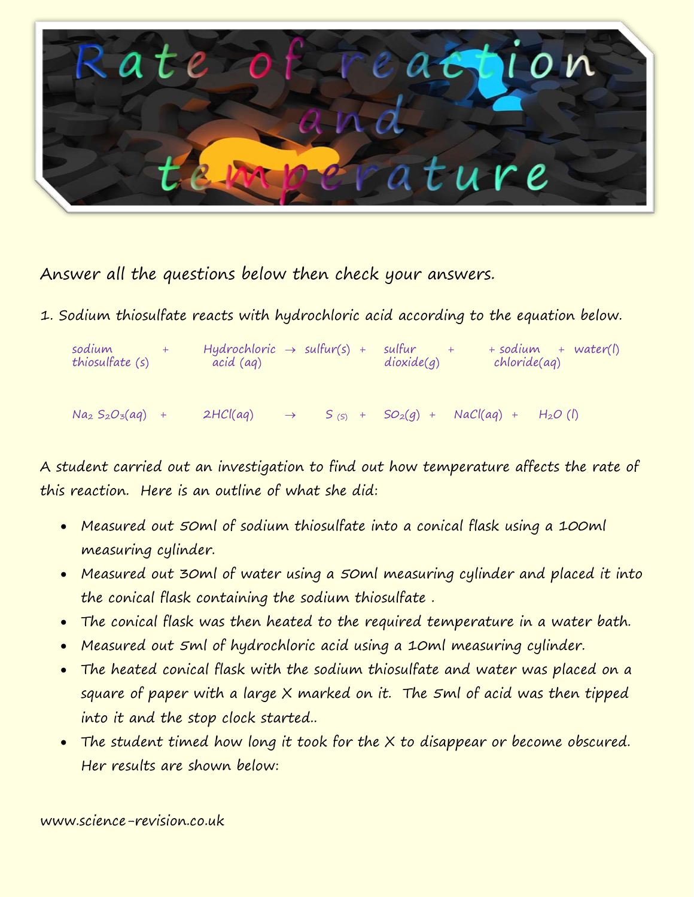# Rate of reaction and temperature

Answer all the questions below then check your answers.

1. Sodium thiosulfate reacts with hydrochloric acid according to the equation below.

sodium thiosulfate (s) + Hydrochloric acid (aq) → sulfur(s) + sulfur dioxide(g) + + sodium chloride(aq) + water(l)

$Na_2 S_2O_3(aq)$ + $2HCl(aq)$ → $S_{(S)}$ + $SO_2(g)$ + $NaCl(aq)$ + $H_2O (l)$

A student carried out an investigation to find out how temperature affects the rate of this reaction. Here is an outline of what she did:

- Measured out 50ml of sodium thiosulfate into a conical flask using a 100ml measuring cylinder.
- Measured out 30ml of water using a 50ml measuring cylinder and placed it into the conical flask containing the sodium thiosulfate .
- The conical flask was then heated to the required temperature in a water bath.
- Measured out 5ml of hydrochloric acid using a 10ml measuring cylinder.
- The heated conical flask with the sodium thiosulfate and water was placed on a square of paper with a large X marked on it. The 5ml of acid was then tipped into it and the stop clock started..
- The student timed how long it took for the X to disappear or become obscured. Her results are shown below:

www.science-revision.co.uk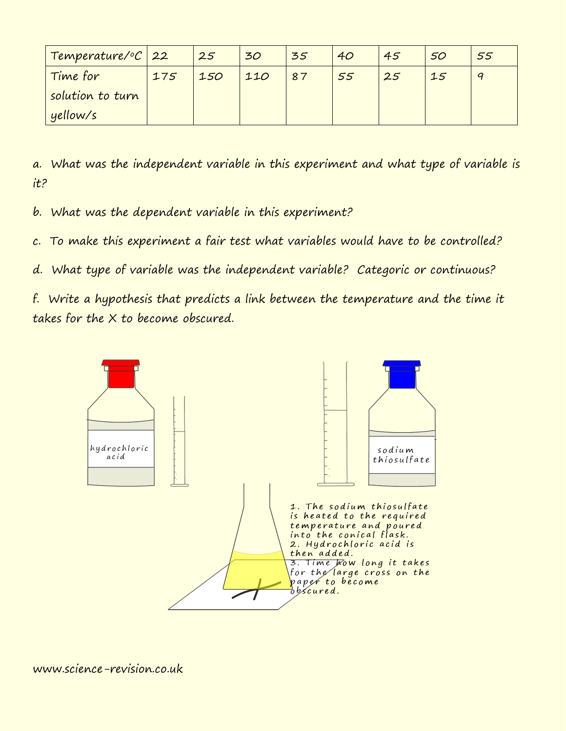| Temperature/$^{o}C$ | 22 | 25 | 30 | 35 | 40 | 45 | 50 | 55 |
|---|---|---|---|---|---|---|---|---|
| Time for solution to turn yellow/s | 175 | 150 | 110 | 87 | 55 | 25 | 15 | 9 |

a. What was the independent variable in this experiment and what type of variable is it?

b. What was the dependent variable in this experiment?

c. To make this experiment a fair test what variables would have to be controlled?

d. What type of variable was the independent variable? Categoric or continuous?

f. Write a hypothesis that predicts a link between the temperature and the time it takes for the X to become obscured.

hydrochloric acid

sodium thiosulfate

1. The sodium thiosulfate is heated to the required temperature and poured into the conical flask.
2. Hydrochloric acid is then added.
3. Time how long it takes for the large cross on the paper to become obscured.

www.science-revision.co.uk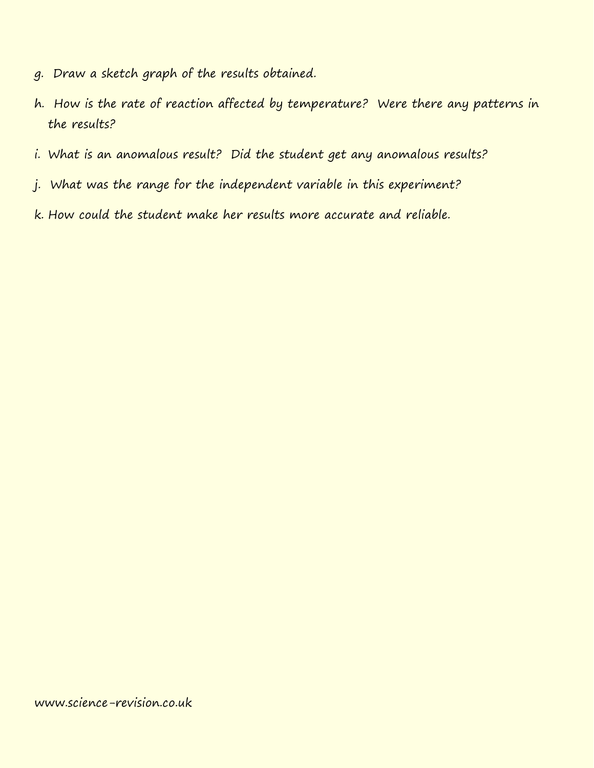g. Draw a sketch graph of the results obtained.

h. How is the rate of reaction affected by temperature? Were there any patterns in the results?

i. What is an anomalous result? Did the student get any anomalous results?

j. What was the range for the independent variable in this experiment?

k. How could the student make her results more accurate and reliable.

www.science-revision.co.uk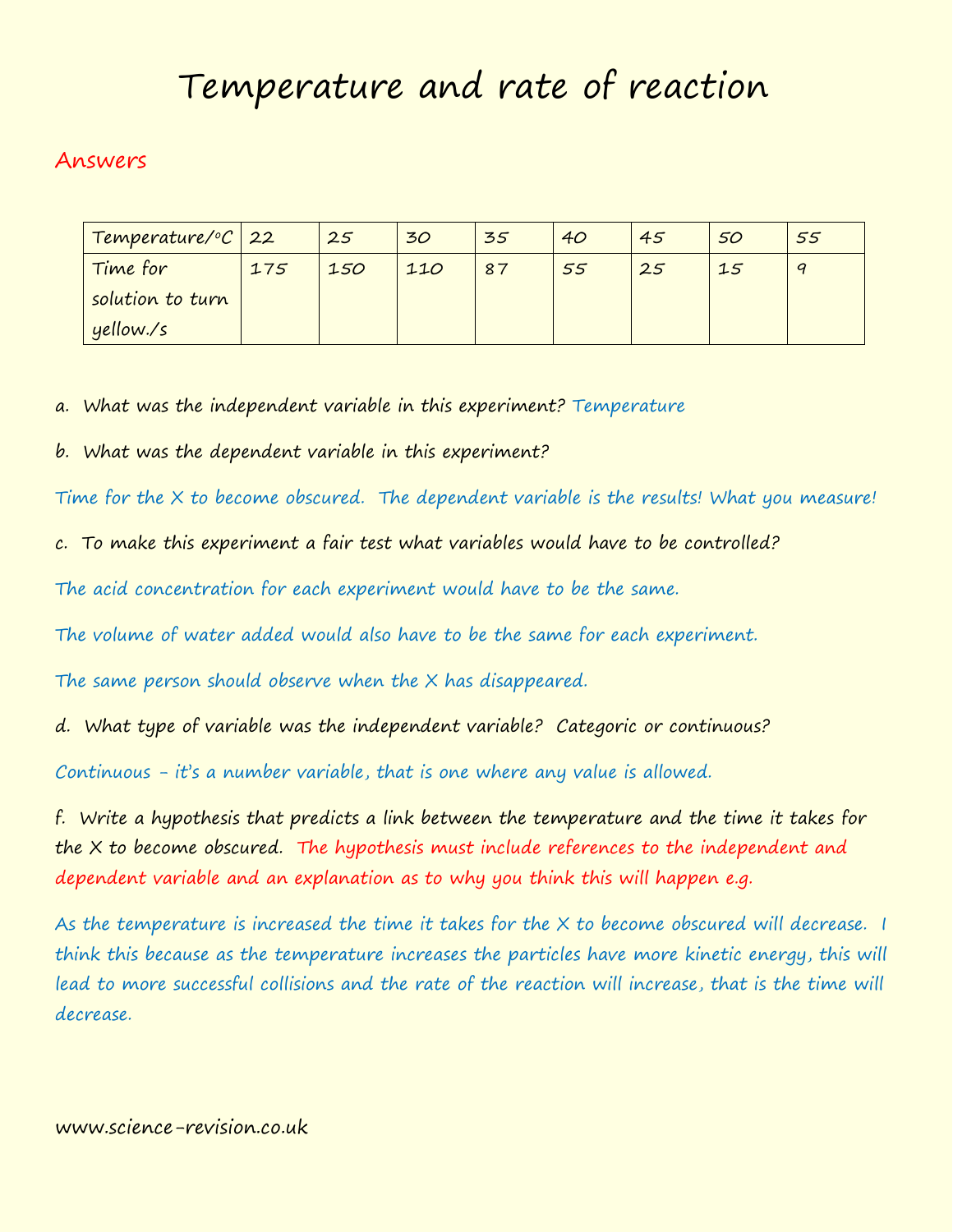# Temperature and rate of reaction

## Answers

| Temperature/°C | 22 | 25 | 30 | 35 | 40 | 45 | 50 | 55 |
|---|---|---|---|---|---|---|---|---|
| Time for solution to turn yellow./s | 175 | 150 | 110 | 87 | 55 | 25 | 15 | 9 |

a. What was the independent variable in this experiment? Temperature

b. What was the dependent variable in this experiment?

Time for the X to become obscured. The dependent variable is the results! What you measure!

c. To make this experiment a fair test what variables would have to be controlled?

The acid concentration for each experiment would have to be the same.

The volume of water added would also have to be the same for each experiment.

The same person should observe when the X has disappeared.

d. What type of variable was the independent variable? Categoric or continuous?

Continuous – it's a number variable, that is one where any value is allowed.

f. Write a hypothesis that predicts a link between the temperature and the time it takes for the X to become obscured. The hypothesis must include references to the independent and dependent variable and an explanation as to why you think this will happen e.g.

As the temperature is increased the time it takes for the X to become obscured will decrease. I think this because as the temperature increases the particles have more kinetic energy, this will lead to more successful collisions and the rate of the reaction will increase, that is the time will decrease.

www.science-revision.co.uk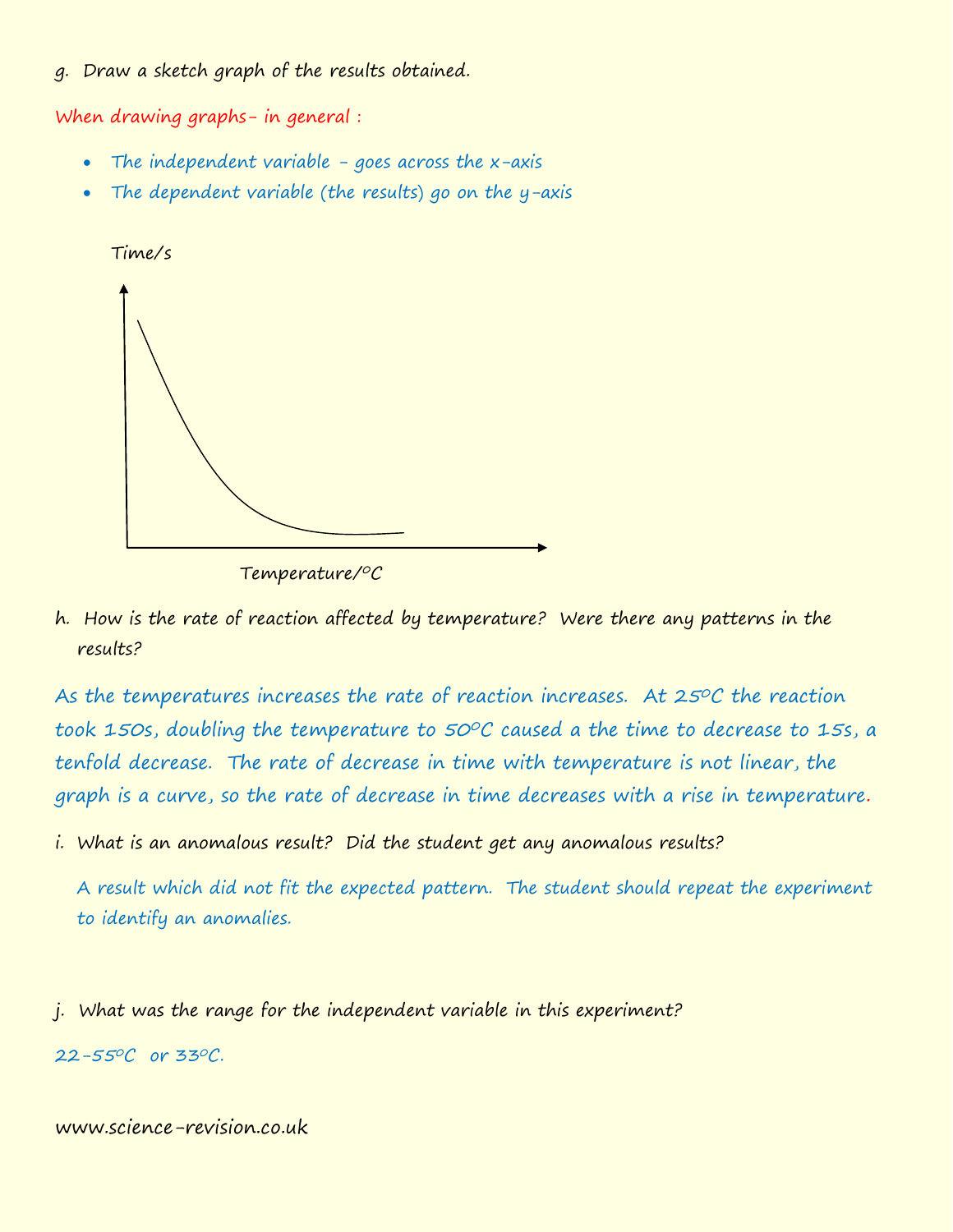g. Draw a sketch graph of the results obtained.

When drawing graphs- in general :

- The independent variable - goes across the x-axis
- The dependent variable (the results) go on the y-axis

Time/s

Temperature/°C

h. How is the rate of reaction affected by temperature? Were there any patterns in the results?

As the temperatures increases the rate of reaction increases. At 25°C the reaction took 150s, doubling the temperature to 50°C caused a the time to decrease to 15s, a tenfold decrease. The rate of decrease in time with temperature is not linear, the graph is a curve, so the rate of decrease in time decreases with a rise in temperature.

i. What is an anomalous result? Did the student get any anomalous results?

A result which did not fit the expected pattern. The student should repeat the experiment to identify an anomalies.

j. What was the range for the independent variable in this experiment?

22-55°C or 33°C.

www.science-revision.co.uk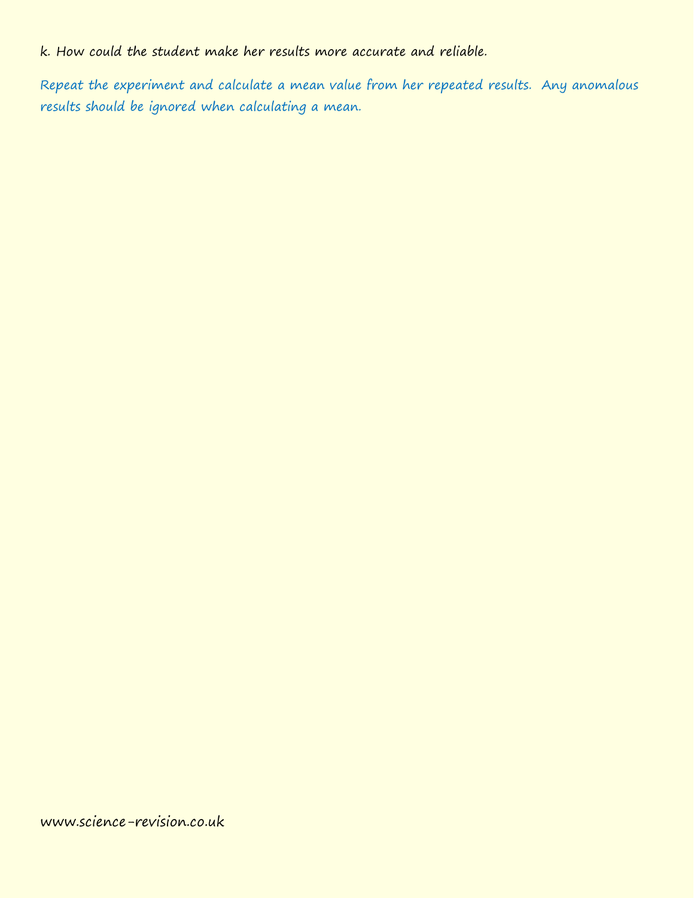k. How could the student make her results more accurate and reliable.

Repeat the experiment and calculate a mean value from her repeated results. Any anomalous results should be ignored when calculating a mean.